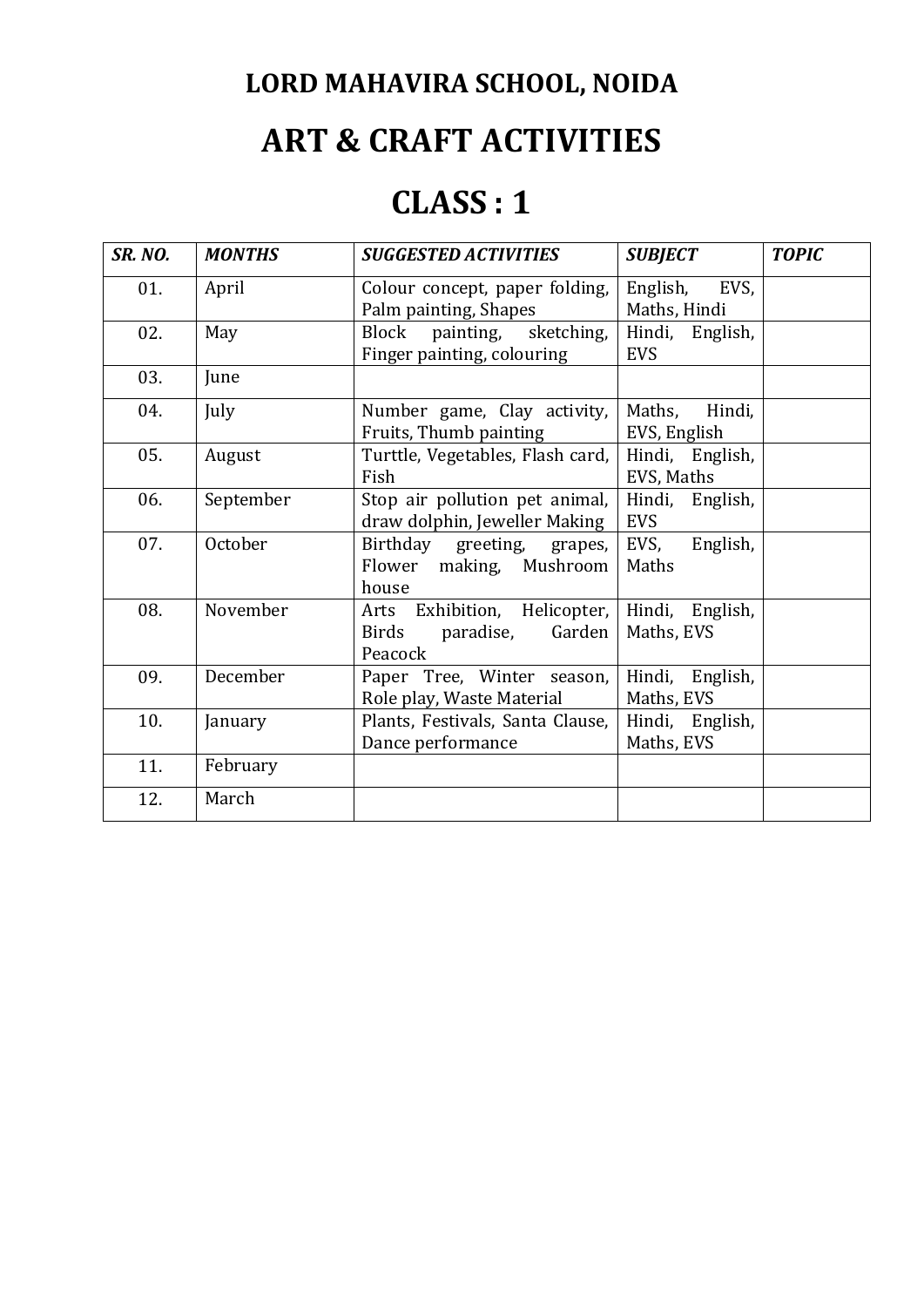# LORD MAHAVIRA SCHOOL, NOIDA

# ART & CRAFT ACTIVITIES

# CLASS : 1

| ***SR. NO.*** | ***MONTHS*** | ***SUGGESTED ACTIVITIES*** | ***SUBJECT*** | ***TOPIC*** |
|---|---|---|---|---|
| 01. | April | Colour concept, paper folding, Palm painting, Shapes | English, EVS, Maths, Hindi | |
| 02. | May | Block painting, sketching, Finger painting, colouring | Hindi, English, EVS | |
| 03. | June | | | |
| 04. | July | Number game, Clay activity, Fruits, Thumb painting | Maths, Hindi, EVS, English | |
| 05. | August | Turttle, Vegetables, Flash card, Fish | Hindi, English, EVS, Maths | |
| 06. | September | Stop air pollution pet animal, draw dolphin, Jeweller Making | Hindi, English, EVS | |
| 07. | October | Birthday greeting, grapes, Flower making, Mushroom house | EVS, English, Maths | |
| 08. | November | Arts Exhibition, Helicopter, Birds paradise, Garden Peacock | Hindi, English, Maths, EVS | |
| 09. | December | Paper Tree, Winter season, Role play, Waste Material | Hindi, English, Maths, EVS | |
| 10. | January | Plants, Festivals, Santa Clause, Dance performance | Hindi, English, Maths, EVS | |
| 11. | February | | | |
| 12. | March | | | |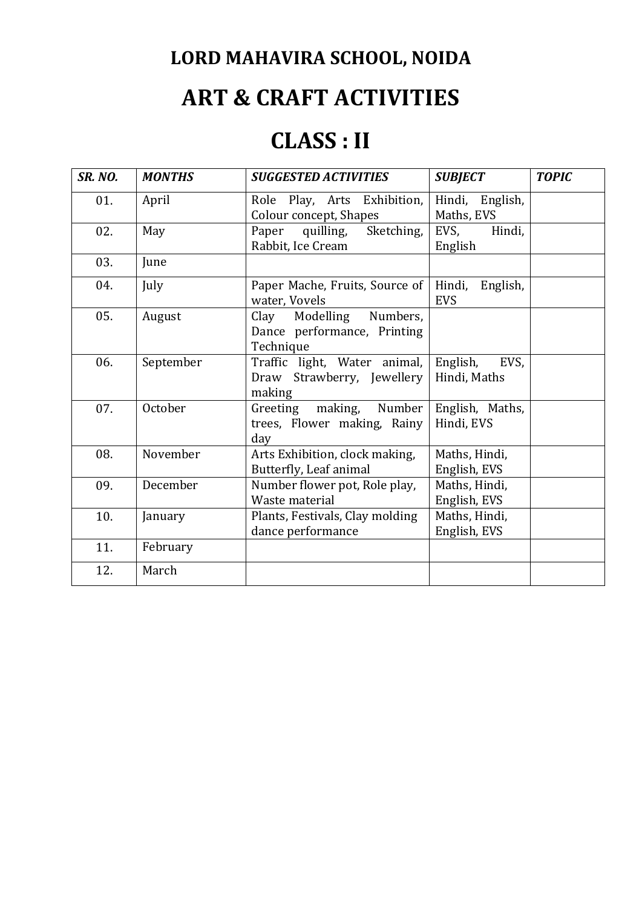# LORD MAHAVIRA SCHOOL, NOIDA

# ART & CRAFT ACTIVITIES

# CLASS : II

| *SR. NO.* | *MONTHS* | *SUGGESTED ACTIVITIES* | *SUBJECT* | *TOPIC* |
|---|---|---|---|---|
| 01. | April | Role Play, Arts Exhibition, Colour concept, Shapes | Hindi, English, Maths, EVS | |
| 02. | May | Paper quilling, Sketching, Rabbit, Ice Cream | EVS, Hindi, English | |
| 03. | June | | | |
| 04. | July | Paper Mache, Fruits, Source of water, Vovels | Hindi, English, EVS | |
| 05. | August | Clay Modelling Numbers, Dance performance, Printing Technique | | |
| 06. | September | Traffic light, Water animal, Draw Strawberry, Jewellery making | English, EVS, Hindi, Maths | |
| 07. | October | Greeting making, Number trees, Flower making, Rainy day | English, Maths, Hindi, EVS | |
| 08. | November | Arts Exhibition, clock making, Butterfly, Leaf animal | Maths, Hindi, English, EVS | |
| 09. | December | Number flower pot, Role play, Waste material | Maths, Hindi, English, EVS | |
| 10. | January | Plants, Festivals, Clay molding dance performance | Maths, Hindi, English, EVS | |
| 11. | February | | | |
| 12. | March | | | |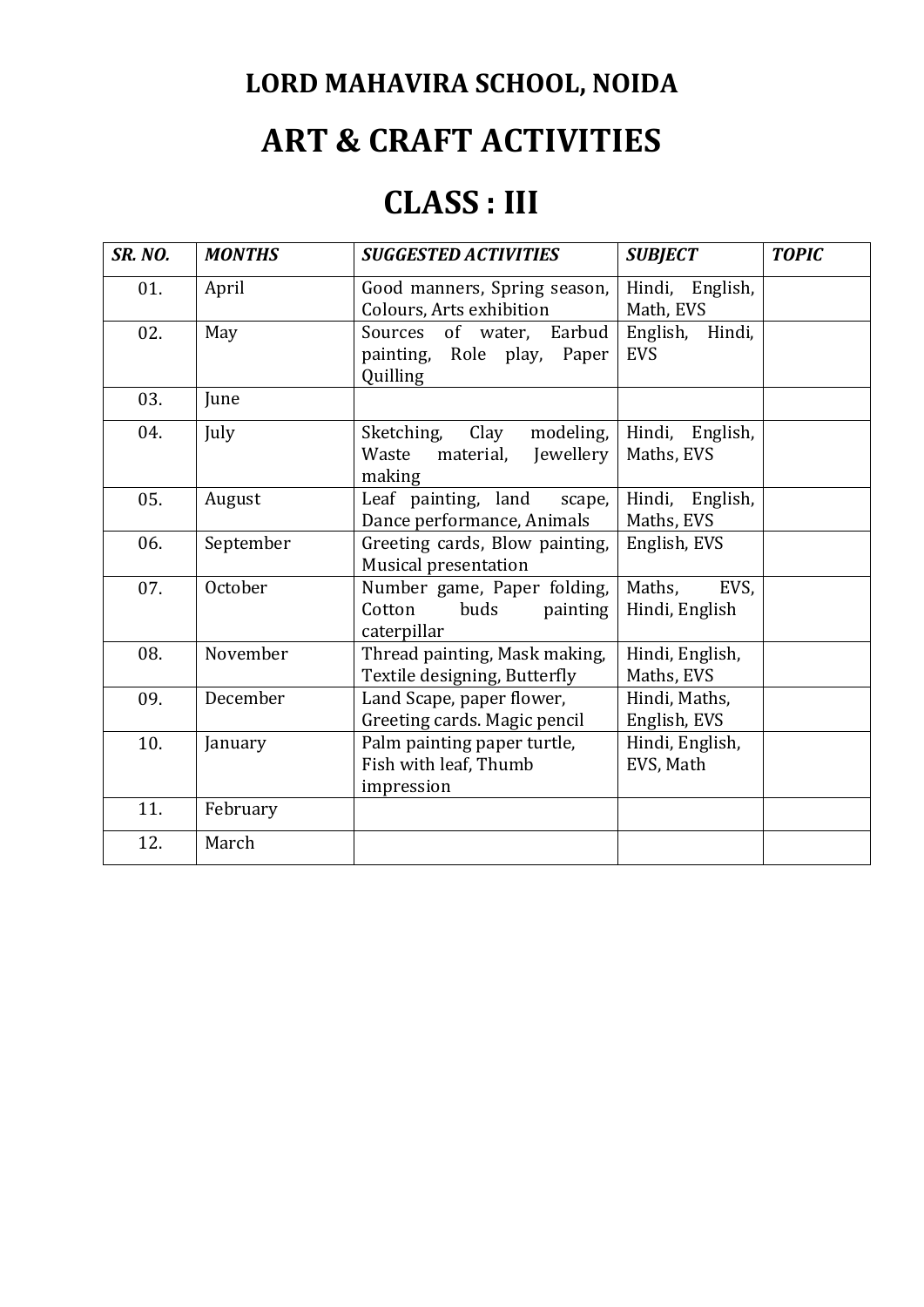# LORD MAHAVIRA SCHOOL, NOIDA

# ART & CRAFT ACTIVITIES

# CLASS : III

| *SR. NO.* | *MONTHS* | *SUGGESTED ACTIVITIES* | *SUBJECT* | *TOPIC* |
|---|---|---|---|---|
| 01. | April | Good manners, Spring season, Colours, Arts exhibition | Hindi, English, Math, EVS | |
| 02. | May | Sources of water, Earbud painting, Role play, Paper Quilling | English, Hindi, EVS | |
| 03. | June | | | |
| 04. | July | Sketching, Clay modeling, Waste material, Jewellery making | Hindi, English, Maths, EVS | |
| 05. | August | Leaf painting, land scape, Dance performance, Animals | Hindi, English, Maths, EVS | |
| 06. | September | Greeting cards, Blow painting, Musical presentation | English, EVS | |
| 07. | October | Number game, Paper folding, Cotton buds painting caterpillar | Maths, EVS, Hindi, English | |
| 08. | November | Thread painting, Mask making, Textile designing, Butterfly | Hindi, English, Maths, EVS | |
| 09. | December | Land Scape, paper flower, Greeting cards. Magic pencil | Hindi, Maths, English, EVS | |
| 10. | January | Palm painting paper turtle, Fish with leaf, Thumb impression | Hindi, English, EVS, Math | |
| 11. | February | | | |
| 12. | March | | | |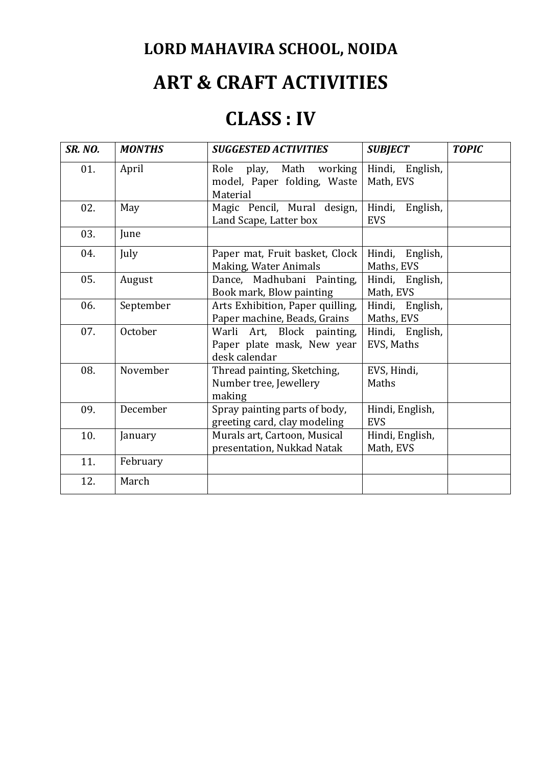# LORD MAHAVIRA SCHOOL, NOIDA

# ART & CRAFT ACTIVITIES

# CLASS : IV

| *SR. NO.* | *MONTHS* | *SUGGESTED ACTIVITIES* | *SUBJECT* | *TOPIC* |
|---|---|---|---|---|
| 01. | April | Role play, Math working model, Paper folding, Waste Material | Hindi, English, Math, EVS | |
| 02. | May | Magic Pencil, Mural design, Land Scape, Latter box | Hindi, English, EVS | |
| 03. | June | | | |
| 04. | July | Paper mat, Fruit basket, Clock Making, Water Animals | Hindi, English, Maths, EVS | |
| 05. | August | Dance, Madhubani Painting, Book mark, Blow painting | Hindi, English, Math, EVS | |
| 06. | September | Arts Exhibition, Paper quilling, Paper machine, Beads, Grains | Hindi, English, Maths, EVS | |
| 07. | October | Warli Art, Block painting, Paper plate mask, New year desk calendar | Hindi, English, EVS, Maths | |
| 08. | November | Thread painting, Sketching, Number tree, Jewellery making | EVS, Hindi, Maths | |
| 09. | December | Spray painting parts of body, greeting card, clay modeling | Hindi, English, EVS | |
| 10. | January | Murals art, Cartoon, Musical presentation, Nukkad Natak | Hindi, English, Math, EVS | |
| 11. | February | | | |
| 12. | March | | | |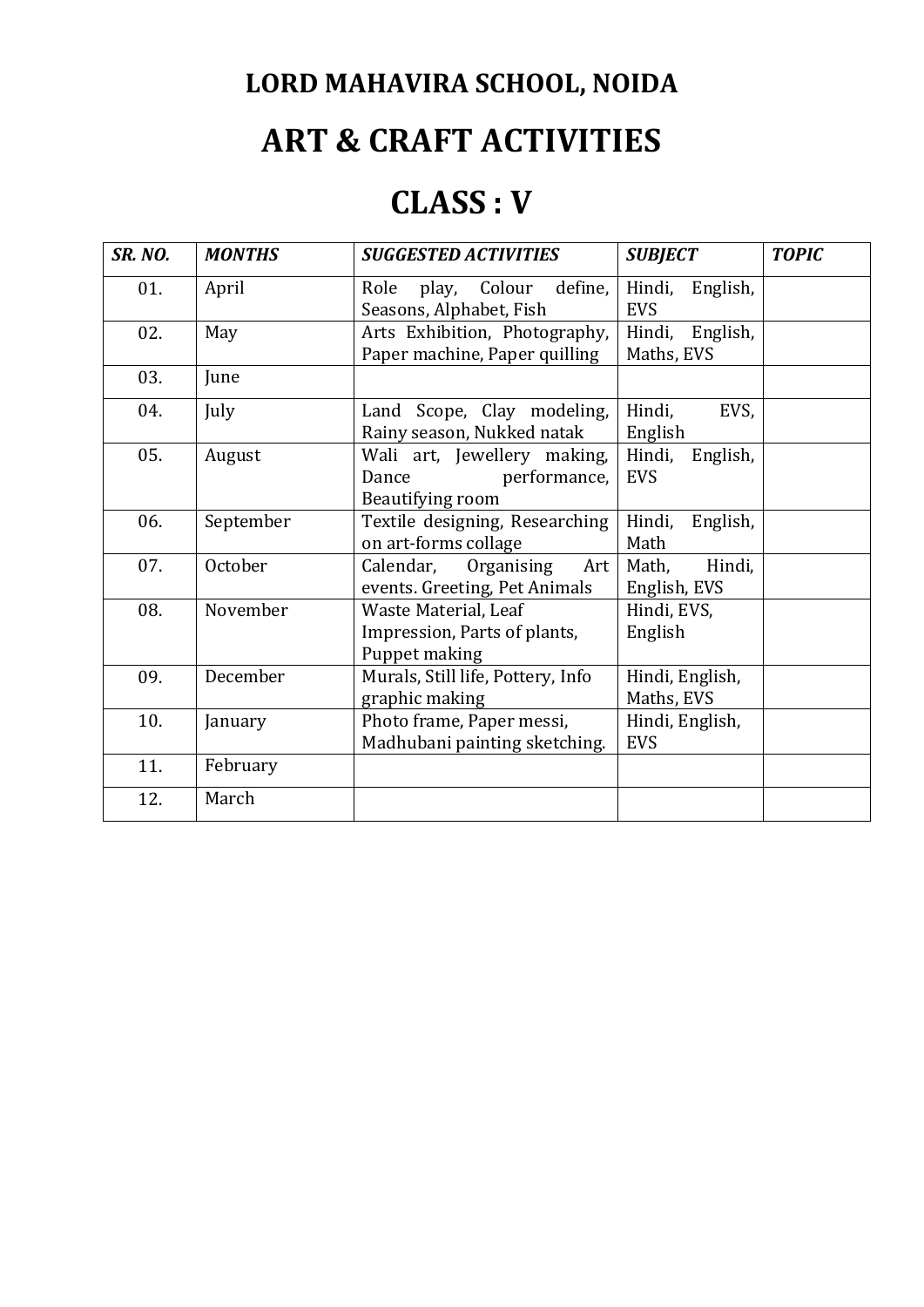# LORD MAHAVIRA SCHOOL, NOIDA

# ART & CRAFT ACTIVITIES

# CLASS : V

| *SR. NO.* | *MONTHS* | *SUGGESTED ACTIVITIES* | *SUBJECT* | *TOPIC* |
|---|---|---|---|---|
| 01. | April | Role play, Colour define, Seasons, Alphabet, Fish | Hindi, English, EVS | |
| 02. | May | Arts Exhibition, Photography, Paper machine, Paper quilling | Hindi, English, Maths, EVS | |
| 03. | June | | | |
| 04. | July | Land Scope, Clay modeling, Rainy season, Nukked natak | Hindi, EVS, English | |
| 05. | August | Wali art, Jewellery making, Dance performance, Beautifying room | Hindi, English, EVS | |
| 06. | September | Textile designing, Researching on art-forms collage | Hindi, English, Math | |
| 07. | October | Calendar, Organising Art events. Greeting, Pet Animals | Math, Hindi, English, EVS | |
| 08. | November | Waste Material, Leaf Impression, Parts of plants, Puppet making | Hindi, EVS, English | |
| 09. | December | Murals, Still life, Pottery, Info graphic making | Hindi, English, Maths, EVS | |
| 10. | January | Photo frame, Paper messi, Madhubani painting sketching. | Hindi, English, EVS | |
| 11. | February | | | |
| 12. | March | | | |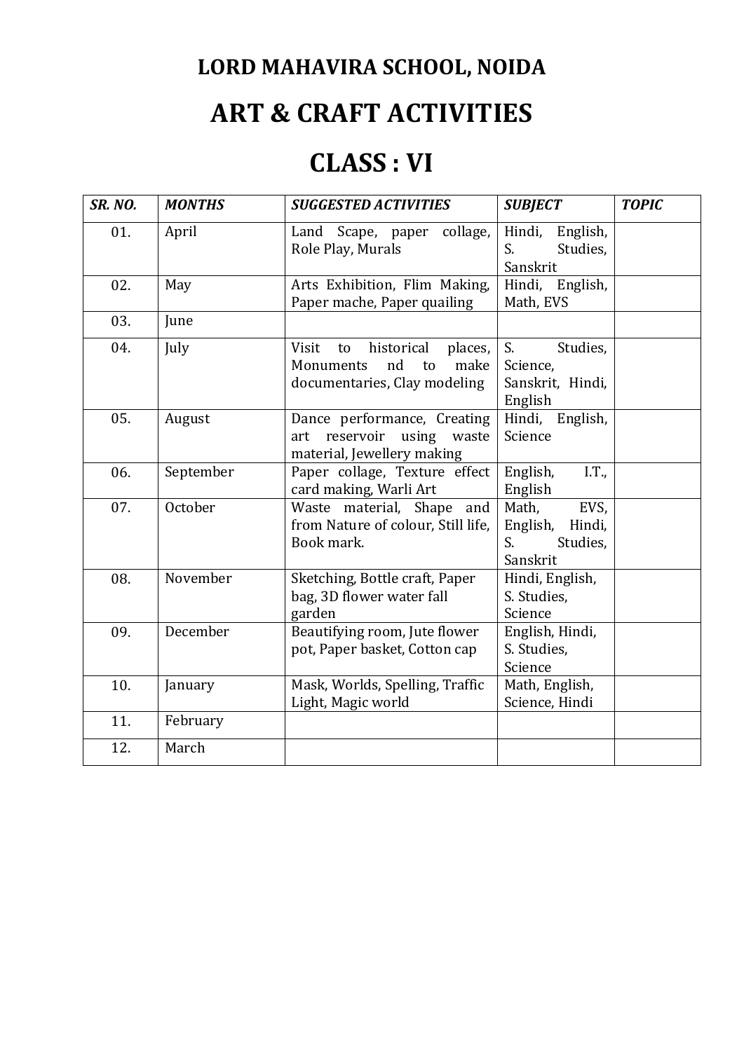# LORD MAHAVIRA SCHOOL, NOIDA

# ART & CRAFT ACTIVITIES

# CLASS : VI

| *SR. NO.* | *MONTHS* | *SUGGESTED ACTIVITIES* | *SUBJECT* | *TOPIC* |
|---|---|---|---|---|
| 01. | April | Land Scape, paper collage, Role Play, Murals | Hindi, English, S. Studies, Sanskrit | |
| 02. | May | Arts Exhibition, Flim Making, Paper mache, Paper quailing | Hindi, English, Math, EVS | |
| 03. | June | | | |
| 04. | July | Visit to historical places, Monuments nd to make documentaries, Clay modeling | S. Studies, Science, Sanskrit, Hindi, English | |
| 05. | August | Dance performance, Creating art reservoir using waste material, Jewellery making | Hindi, English, Science | |
| 06. | September | Paper collage, Texture effect card making, Warli Art | English, I.T., English | |
| 07. | October | Waste material, Shape and from Nature of colour, Still life, Book mark. | Math, EVS, English, Hindi, S. Studies, Sanskrit | |
| 08. | November | Sketching, Bottle craft, Paper bag, 3D flower water fall garden | Hindi, English, S. Studies, Science | |
| 09. | December | Beautifying room, Jute flower pot, Paper basket, Cotton cap | English, Hindi, S. Studies, Science | |
| 10. | January | Mask, Worlds, Spelling, Traffic Light, Magic world | Math, English, Science, Hindi | |
| 11. | February | | | |
| 12. | March | | | |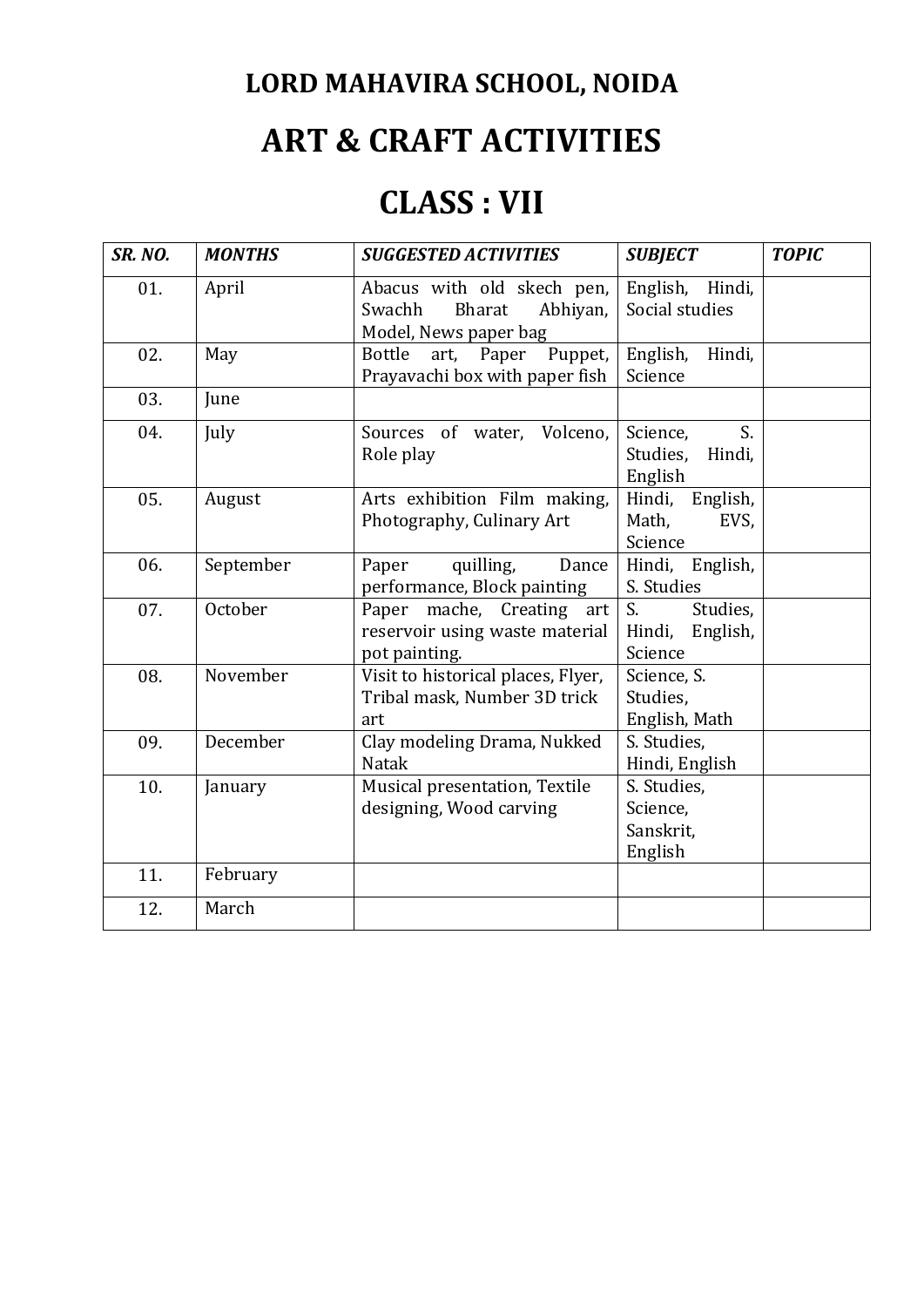# LORD MAHAVIRA SCHOOL, NOIDA

# ART & CRAFT ACTIVITIES

# CLASS : VII

| *SR. NO.* | *MONTHS* | *SUGGESTED ACTIVITIES* | *SUBJECT* | *TOPIC* |
|---|---|---|---|---|
| 01. | April | Abacus with old skech pen, Swachh Bharat Abhiyan, Model, News paper bag | English, Hindi, Social studies | |
| 02. | May | Bottle art, Paper Puppet, Prayavachi box with paper fish | English, Hindi, Science | |
| 03. | June | | | |
| 04. | July | Sources of water, Volceno, Role play | Science, S. Studies, Hindi, English | |
| 05. | August | Arts exhibition Film making, Photography, Culinary Art | Hindi, English, Math, EVS, Science | |
| 06. | September | Paper quilling, Dance performance, Block painting | Hindi, English, S. Studies | |
| 07. | October | Paper mache, Creating art reservoir using waste material pot painting. | S. Studies, Hindi, English, Science | |
| 08. | November | Visit to historical places, Flyer, Tribal mask, Number 3D trick art | Science, S. Studies, English, Math | |
| 09. | December | Clay modeling Drama, Nukked Natak | S. Studies, Hindi, English | |
| 10. | January | Musical presentation, Textile designing, Wood carving | S. Studies, Science, Sanskrit, English | |
| 11. | February | | | |
| 12. | March | | | |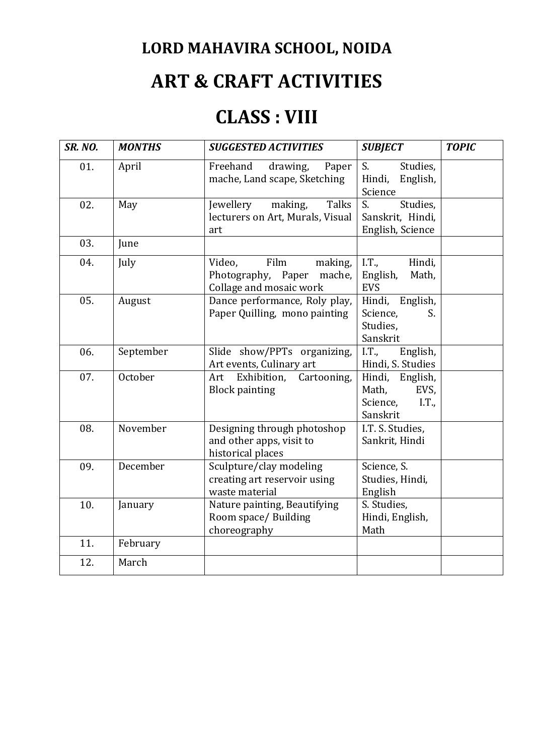# LORD MAHAVIRA SCHOOL, NOIDA

# ART & CRAFT ACTIVITIES

# CLASS : VIII

| *SR. NO.* | *MONTHS* | *SUGGESTED ACTIVITIES* | *SUBJECT* | *TOPIC* |
|---|---|---|---|---|
| 01. | April | Freehand drawing, Paper mache, Land scape, Sketching | S. Studies, Hindi, English, Science | |
| 02. | May | Jewellery making, Talks lecturers on Art, Murals, Visual art | S. Studies, Sanskrit, Hindi, English, Science | |
| 03. | June | | | |
| 04. | July | Video, Film making, Photography, Paper mache, Collage and mosaic work | I.T., Hindi, English, Math, EVS | |
| 05. | August | Dance performance, Roly play, Paper Quilling, mono painting | Hindi, English, Science, S. Studies, Sanskrit | |
| 06. | September | Slide show/PPTs organizing, Art events, Culinary art | I.T., English, Hindi, S. Studies | |
| 07. | October | Art Exhibition, Cartooning, Block painting | Hindi, English, Math, EVS, Science, I.T., Sanskrit | |
| 08. | November | Designing through photoshop and other apps, visit to historical places | I.T. S. Studies, Sankrit, Hindi | |
| 09. | December | Sculpture/clay modeling creating art reservoir using waste material | Science, S. Studies, Hindi, English | |
| 10. | January | Nature painting, Beautifying Room space/ Building choreography | S. Studies, Hindi, English, Math | |
| 11. | February | | | |
| 12. | March | | | |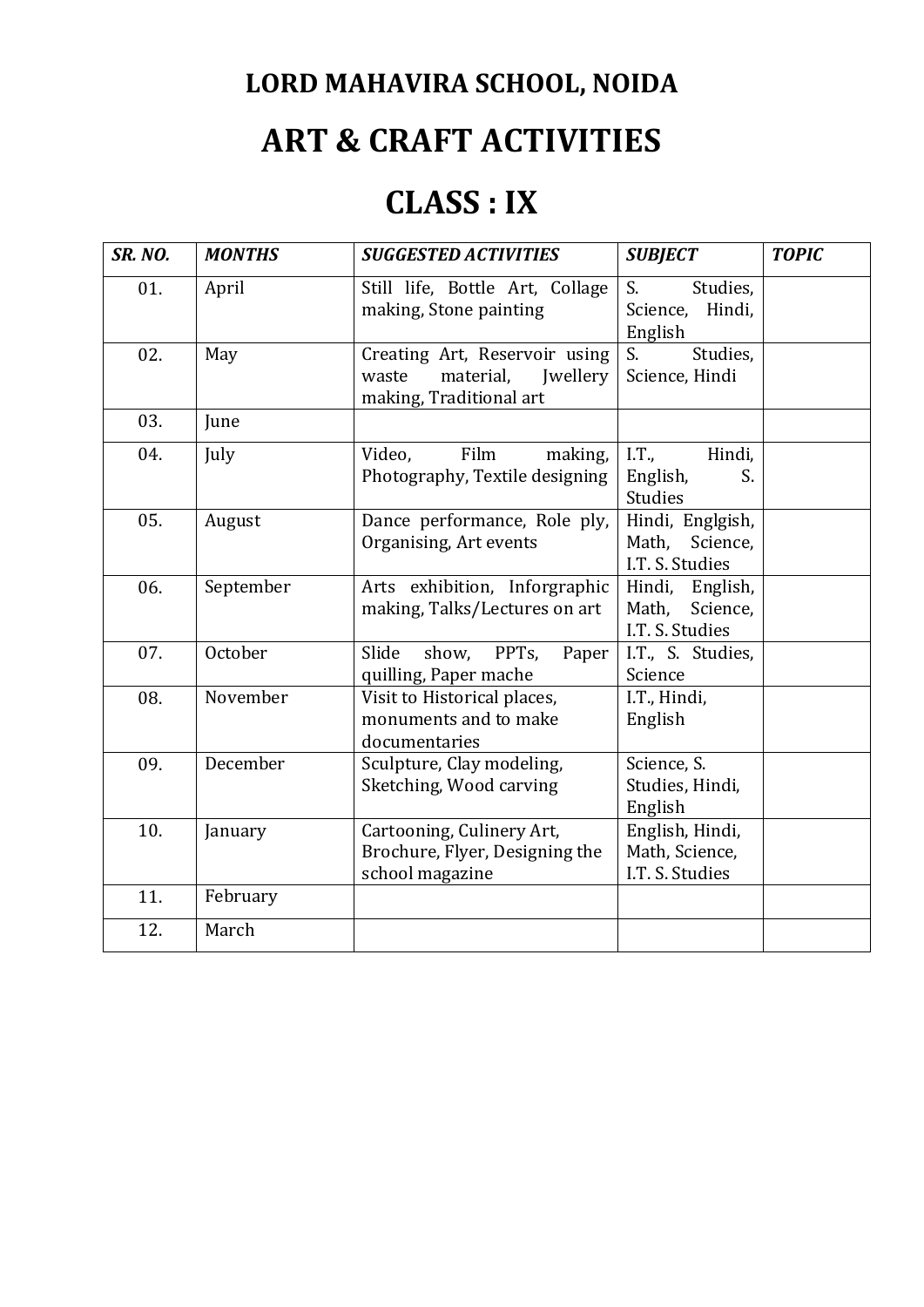# LORD MAHAVIRA SCHOOL, NOIDA

# ART & CRAFT ACTIVITIES

# CLASS : IX

| *SR. NO.* | *MONTHS* | *SUGGESTED ACTIVITIES* | *SUBJECT* | *TOPIC* |
|---|---|---|---|---|
| 01. | April | Still life, Bottle Art, Collage making, Stone painting | S. Studies, Science, Hindi, English | |
| 02. | May | Creating Art, Reservoir using waste material, Jwellery making, Traditional art | S. Studies, Science, Hindi | |
| 03. | June | | | |
| 04. | July | Video, Film making, Photography, Textile designing | I.T., Hindi, English, S. Studies | |
| 05. | August | Dance performance, Role ply, Organising, Art events | Hindi, Englgish, Math, Science, I.T. S. Studies | |
| 06. | September | Arts exhibition, Inforgraphic making, Talks/Lectures on art | Hindi, English, Math, Science, I.T. S. Studies | |
| 07. | October | Slide show, PPTs, Paper quilling, Paper mache | I.T., S. Studies, Science | |
| 08. | November | Visit to Historical places, monuments and to make documentaries | I.T., Hindi, English | |
| 09. | December | Sculpture, Clay modeling, Sketching, Wood carving | Science, S. Studies, Hindi, English | |
| 10. | January | Cartooning, Culinery Art, Brochure, Flyer, Designing the school magazine | English, Hindi, Math, Science, I.T. S. Studies | |
| 11. | February | | | |
| 12. | March | | | |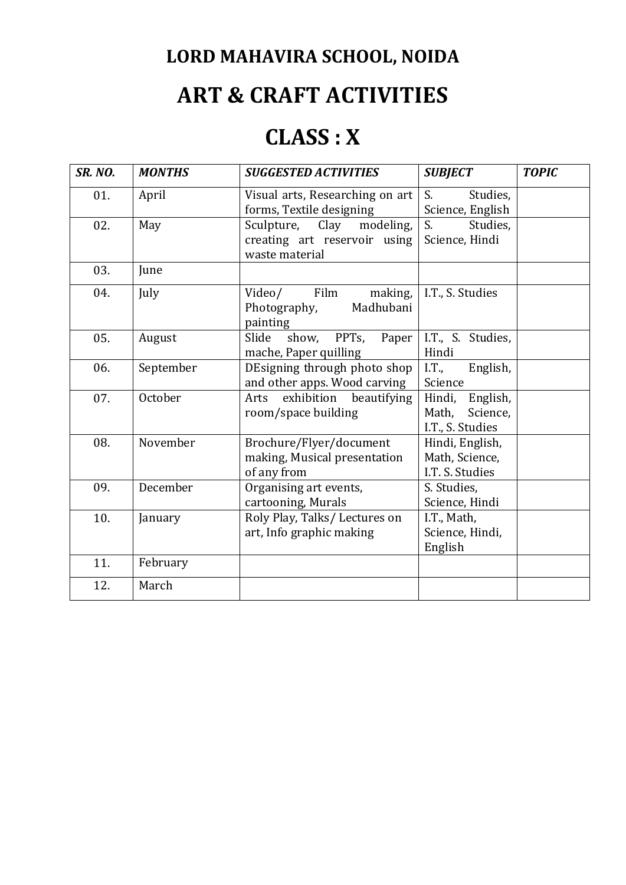# LORD MAHAVIRA SCHOOL, NOIDA

# ART & CRAFT ACTIVITIES

# CLASS : X

| *SR. NO.* | *MONTHS* | *SUGGESTED ACTIVITIES* | *SUBJECT* | *TOPIC* |
|---|---|---|---|---|
| 01. | April | Visual arts, Researching on art forms, Textile designing | S. Studies, Science, English | |
| 02. | May | Sculpture, Clay modeling, creating art reservoir using waste material | S. Studies, Science, Hindi | |
| 03. | June | | | |
| 04. | July | Video/ Film making, Photography, Madhubani painting | I.T., S. Studies | |
| 05. | August | Slide show, PPTs, Paper mache, Paper quilling | I.T., S. Studies, Hindi | |
| 06. | September | DEsigning through photo shop and other apps. Wood carving | I.T., English, Science | |
| 07. | October | Arts exhibition beautifying room/space building | Hindi, English, Math, Science, I.T., S. Studies | |
| 08. | November | Brochure/Flyer/document making, Musical presentation of any from | Hindi, English, Math, Science, I.T. S. Studies | |
| 09. | December | Organising art events, cartooning, Murals | S. Studies, Science, Hindi | |
| 10. | January | Roly Play, Talks/ Lectures on art, Info graphic making | I.T., Math, Science, Hindi, English | |
| 11. | February | | | |
| 12. | March | | | |